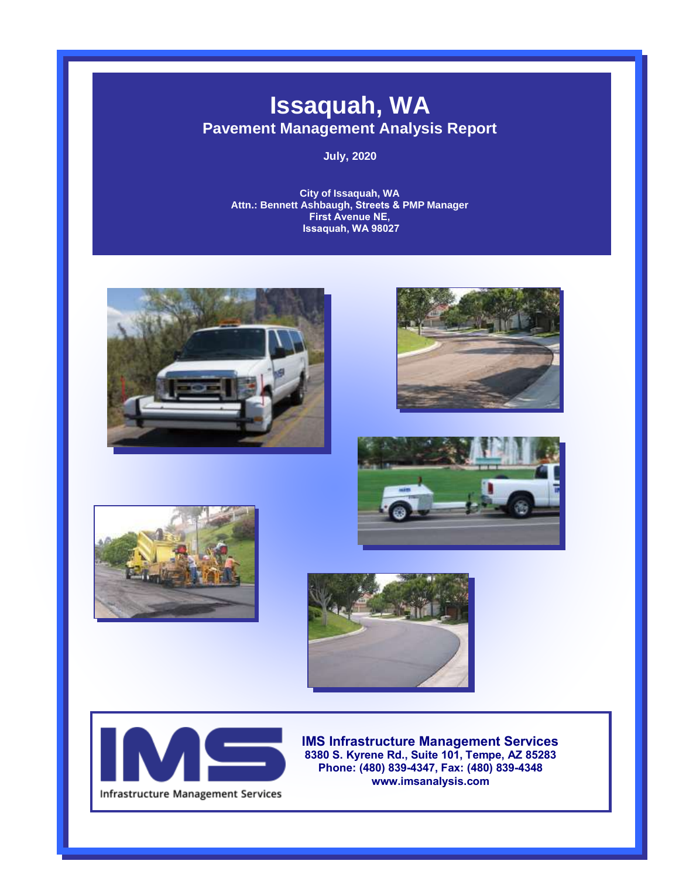# Issaquah, WA

## Pavement Management Analysis Report

**July, 2020**

**City of Issaquah, WA**
**Attn.: Bennett Ashbaugh, Streets & PMP Manager**
**First Avenue NE,**
**Issaquah, WA 98027**

IMS

Infrastructure Management Services

**IMS Infrastructure Management Services**
**8380 S. Kyrene Rd., Suite 101, Tempe, AZ 85283**
**Phone: (480) 839-4347, Fax: (480) 839-4348**
**www.imsanalysis.com**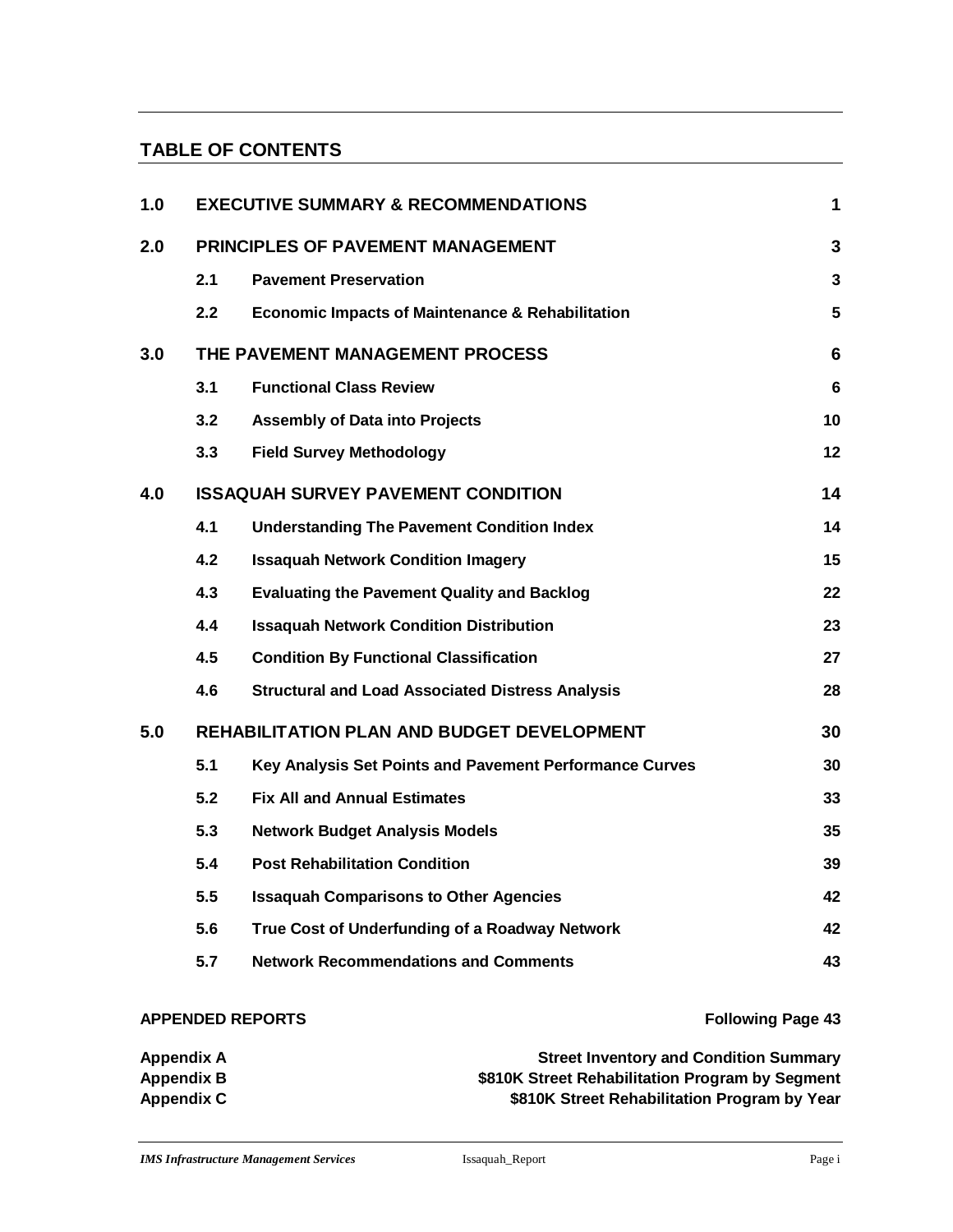## TABLE OF CONTENTS

| | | | |
|---|---|---|---|
| **1.0** | **EXECUTIVE SUMMARY & RECOMMENDATIONS** | | **1** |
| **2.0** | **PRINCIPLES OF PAVEMENT MANAGEMENT** | | **3** |
| | **2.1** | **Pavement Preservation** | **3** |
| | **2.2** | **Economic Impacts of Maintenance & Rehabilitation** | **5** |
| **3.0** | **THE PAVEMENT MANAGEMENT PROCESS** | | **6** |
| | **3.1** | **Functional Class Review** | **6** |
| | **3.2** | **Assembly of Data into Projects** | **10** |
| | **3.3** | **Field Survey Methodology** | **12** |
| **4.0** | **ISSAQUAH SURVEY PAVEMENT CONDITION** | | **14** |
| | **4.1** | **Understanding The Pavement Condition Index** | **14** |
| | **4.2** | **Issaquah Network Condition Imagery** | **15** |
| | **4.3** | **Evaluating the Pavement Quality and Backlog** | **22** |
| | **4.4** | **Issaquah Network Condition Distribution** | **23** |
| | **4.5** | **Condition By Functional Classification** | **27** |
| | **4.6** | **Structural and Load Associated Distress Analysis** | **28** |
| **5.0** | **REHABILITATION PLAN AND BUDGET DEVELOPMENT** | | **30** |
| | **5.1** | **Key Analysis Set Points and Pavement Performance Curves** | **30** |
| | **5.2** | **Fix All and Annual Estimates** | **33** |
| | **5.3** | **Network Budget Analysis Models** | **35** |
| | **5.4** | **Post Rehabilitation Condition** | **39** |
| | **5.5** | **Issaquah Comparisons to Other Agencies** | **42** |
| | **5.6** | **True Cost of Underfunding of a Roadway Network** | **42** |
| | **5.7** | **Network Recommendations and Comments** | **43** |

**APPENDED REPORTS** — **Following Page 43**

| | |
|---|---|
| **Appendix A** | **Street Inventory and Condition Summary** |
| **Appendix B** | **$810K Street Rehabilitation Program by Segment** |
| **Appendix C** | **$810K Street Rehabilitation Program by Year** |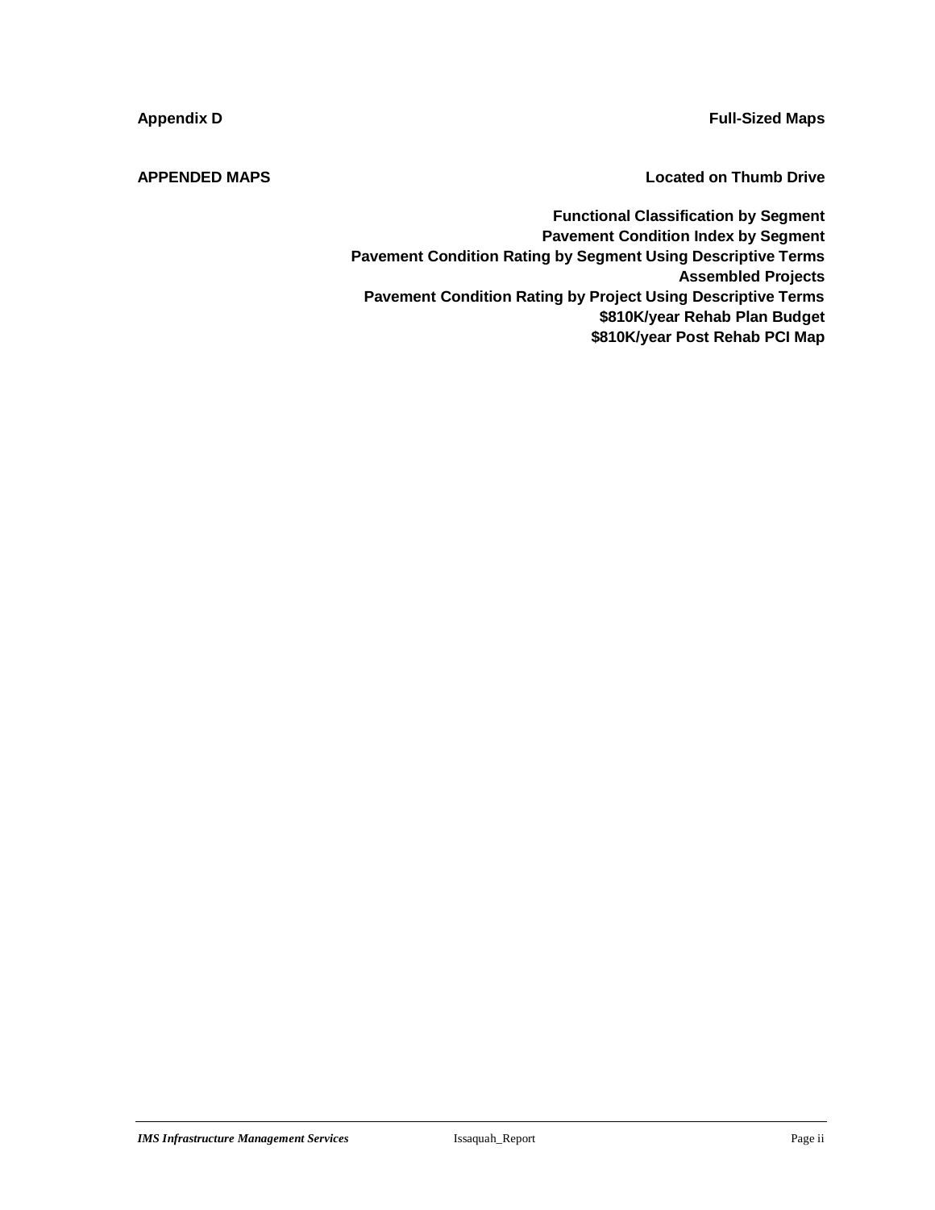**Appendix D** **Full-Sized Maps**

**APPENDED MAPS** **Located on Thumb Drive**

**Functional Classification by Segment**
**Pavement Condition Index by Segment**
**Pavement Condition Rating by Segment Using Descriptive Terms**
**Assembled Projects**
**Pavement Condition Rating by Project Using Descriptive Terms**
**$810K/year Rehab Plan Budget**
**$810K/year Post Rehab PCI Map**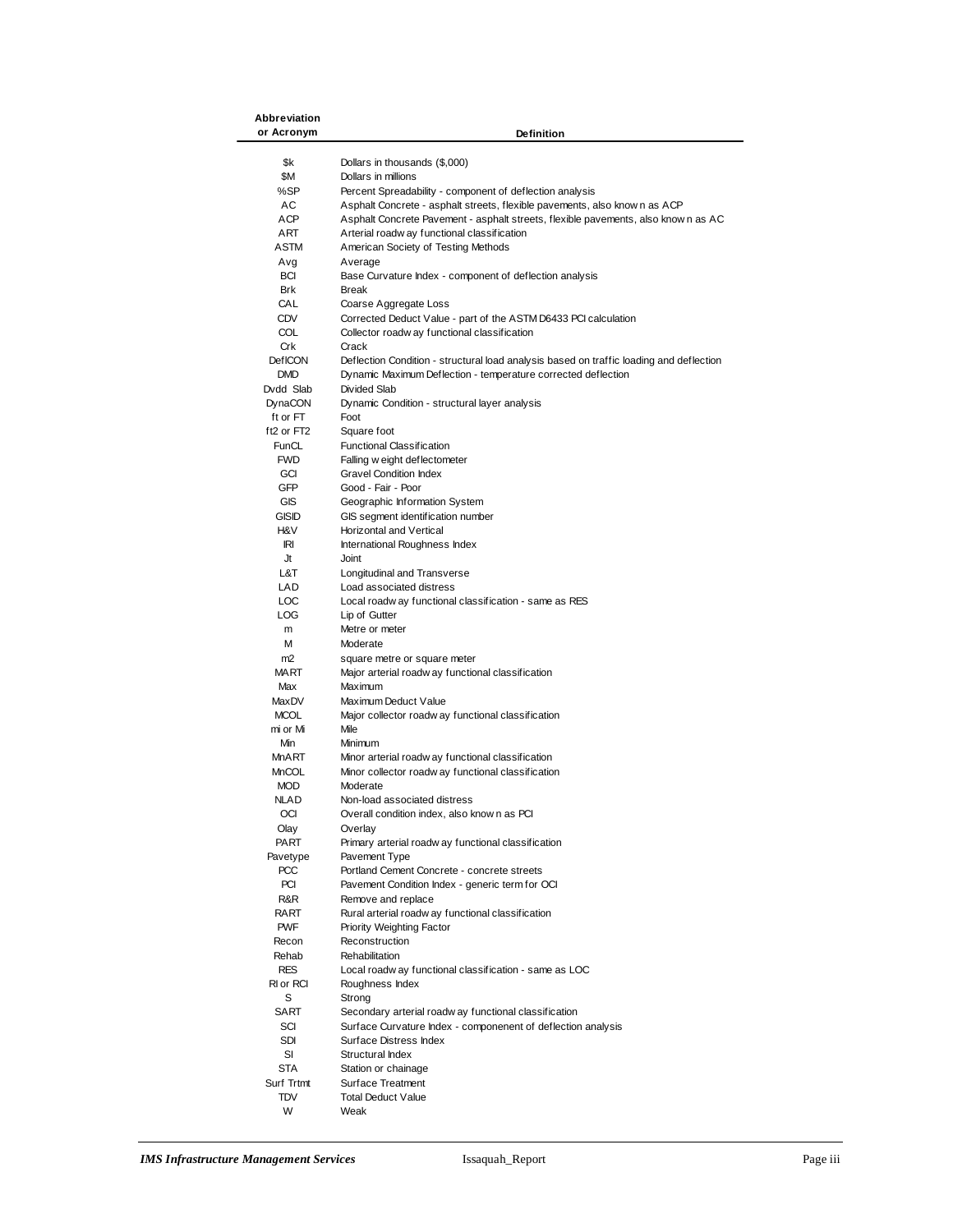| Abbreviation or Acronym | Definition |
|---|---|
| $k | Dollars in thousands ($,000) |
| $M | Dollars in millions |
| %SP | Percent Spreadability - component of deflection analysis |
| AC | Asphalt Concrete - asphalt streets, flexible pavements, also known as ACP |
| ACP | Asphalt Concrete Pavement - asphalt streets, flexible pavements, also known as AC |
| ART | Arterial roadway functional classification |
| ASTM | American Society of Testing Methods |
| Avg | Average |
| BCI | Base Curvature Index - component of deflection analysis |
| Brk | Break |
| CAL | Coarse Aggregate Loss |
| CDV | Corrected Deduct Value - part of the ASTM D6433 PCI calculation |
| COL | Collector roadway functional classification |
| Crk | Crack |
| DeflCON | Deflection Condition - structural load analysis based on traffic loading and deflection |
| DMD | Dynamic Maximum Deflection - temperature corrected deflection |
| Dvdd Slab | Divided Slab |
| DynaCON | Dynamic Condition - structural layer analysis |
| ft or FT | Foot |
| ft2 or FT2 | Square foot |
| FunCL | Functional Classification |
| FWD | Falling weight deflectometer |
| GCI | Gravel Condition Index |
| GFP | Good - Fair - Poor |
| GIS | Geographic Information System |
| GISID | GIS segment identification number |
| H&V | Horizontal and Vertical |
| IRI | International Roughness Index |
| Jt | Joint |
| L&T | Longitudinal and Transverse |
| LAD | Load associated distress |
| LOC | Local roadway functional classification - same as RES |
| LOG | Lip of Gutter |
| m | Metre or meter |
| M | Moderate |
| m2 | square metre or square meter |
| MART | Major arterial roadway functional classification |
| Max | Maximum |
| MaxDV | Maximum Deduct Value |
| MCOL | Major collector roadway functional classification |
| mi or Mi | Mile |
| Min | Minimum |
| MnART | Minor arterial roadway functional classification |
| MnCOL | Minor collector roadway functional classification |
| MOD | Moderate |
| NLAD | Non-load associated distress |
| OCI | Overall condition index, also known as PCI |
| Olay | Overlay |
| PART | Primary arterial roadway functional classification |
| Pavetype | Pavement Type |
| PCC | Portland Cement Concrete - concrete streets |
| PCI | Pavement Condition Index - generic term for OCI |
| R&R | Remove and replace |
| RART | Rural arterial roadway functional classification |
| PWF | Priority Weighting Factor |
| Recon | Reconstruction |
| Rehab | Rehabilitation |
| RES | Local roadway functional classification - same as LOC |
| RI or RCI | Roughness Index |
| S | Strong |
| SART | Secondary arterial roadway functional classification |
| SCI | Surface Curvature Index - componenent of deflection analysis |
| SDI | Surface Distress Index |
| SI | Structural Index |
| STA | Station or chainage |
| Surf Trtmt | Surface Treatment |
| TDV | Total Deduct Value |
| W | Weak |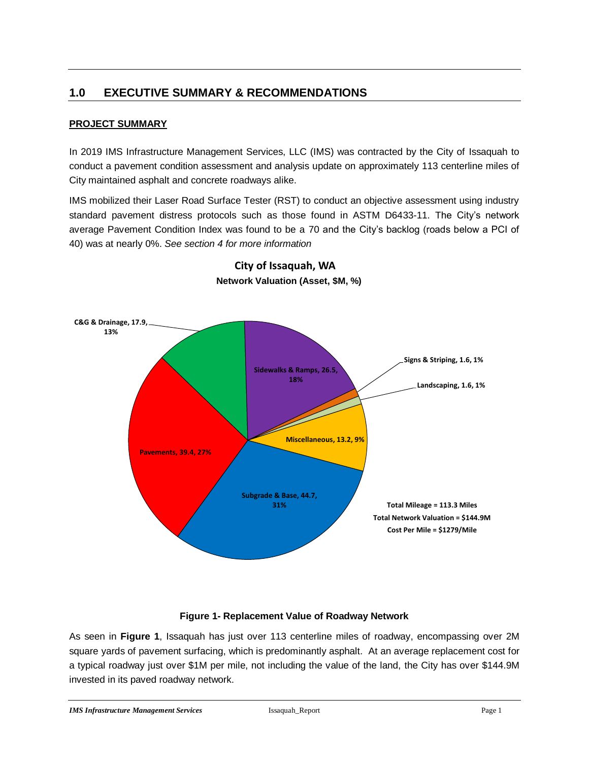# 1.0 EXECUTIVE SUMMARY & RECOMMENDATIONS

## PROJECT SUMMARY

In 2019 IMS Infrastructure Management Services, LLC (IMS) was contracted by the City of Issaquah to conduct a pavement condition assessment and analysis update on approximately 113 centerline miles of City maintained asphalt and concrete roadways alike.

IMS mobilized their Laser Road Surface Tester (RST) to conduct an objective assessment using industry standard pavement distress protocols such as those found in ASTM D6433-11. The City's network average Pavement Condition Index was found to be a 70 and the City's backlog (roads below a PCI of 40) was at nearly 0%. *See section 4 for more information*

**City of Issaquah, WA**
**Network Valuation (Asset, $M, %)**

- C&G & Drainage, 17.9, 13%
- Sidewalks & Ramps, 26.5, 18%
- Signs & Striping, 1.6, 1%
- Landscaping, 1.6, 1%
- Miscellaneous, 13.2, 9%
- Subgrade & Base, 44.7, 31%
- Pavements, 39.4, 27%

**Total Mileage = 113.3 Miles**
**Total Network Valuation = $144.9M**
**Cost Per Mile = $1279/Mile**

**Figure 1- Replacement Value of Roadway Network**

As seen in **Figure 1**, Issaquah has just over 113 centerline miles of roadway, encompassing over 2M square yards of pavement surfacing, which is predominantly asphalt. At an average replacement cost for a typical roadway just over $1M per mile, not including the value of the land, the City has over $144.9M invested in its paved roadway network.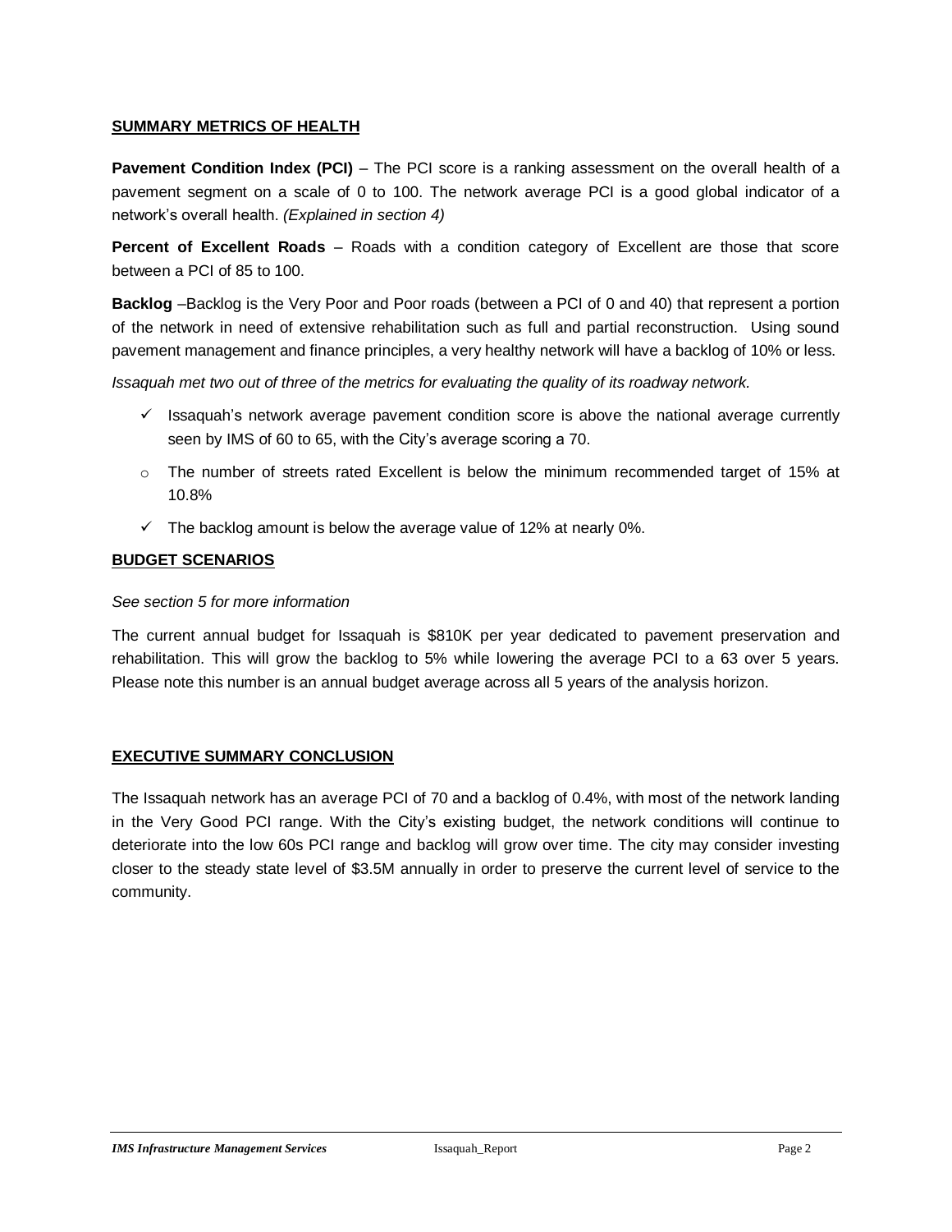## SUMMARY METRICS OF HEALTH

**Pavement Condition Index (PCI)** – The PCI score is a ranking assessment on the overall health of a pavement segment on a scale of 0 to 100. The network average PCI is a good global indicator of a network's overall health. *(Explained in section 4)*

**Percent of Excellent Roads** – Roads with a condition category of Excellent are those that score between a PCI of 85 to 100.

**Backlog** –Backlog is the Very Poor and Poor roads (between a PCI of 0 and 40) that represent a portion of the network in need of extensive rehabilitation such as full and partial reconstruction. Using sound pavement management and finance principles, a very healthy network will have a backlog of 10% or less.

*Issaquah met two out of three of the metrics for evaluating the quality of its roadway network.*

- ✓ Issaquah's network average pavement condition score is above the national average currently seen by IMS of 60 to 65, with the City's average scoring a 70.
- o The number of streets rated Excellent is below the minimum recommended target of 15% at 10.8%
- ✓ The backlog amount is below the average value of 12% at nearly 0%.

## BUDGET SCENARIOS

*See section 5 for more information*

The current annual budget for Issaquah is $810K per year dedicated to pavement preservation and rehabilitation. This will grow the backlog to 5% while lowering the average PCI to a 63 over 5 years. Please note this number is an annual budget average across all 5 years of the analysis horizon.

## EXECUTIVE SUMMARY CONCLUSION

The Issaquah network has an average PCI of 70 and a backlog of 0.4%, with most of the network landing in the Very Good PCI range. With the City's existing budget, the network conditions will continue to deteriorate into the low 60s PCI range and backlog will grow over time. The city may consider investing closer to the steady state level of $3.5M annually in order to preserve the current level of service to the community.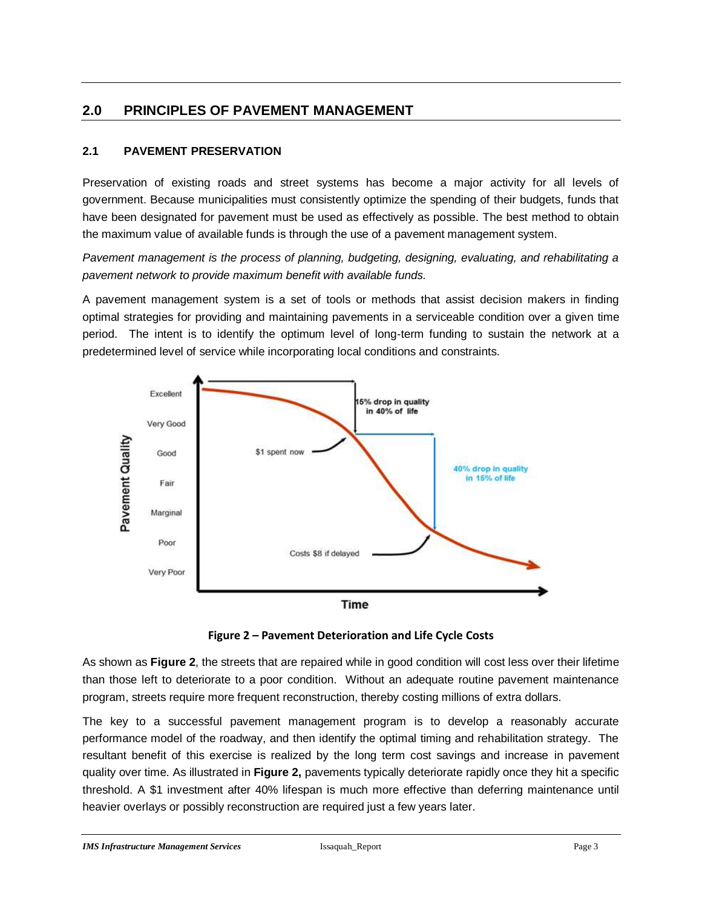## 2.0 PRINCIPLES OF PAVEMENT MANAGEMENT

### 2.1 PAVEMENT PRESERVATION

Preservation of existing roads and street systems has become a major activity for all levels of government. Because municipalities must consistently optimize the spending of their budgets, funds that have been designated for pavement must be used as effectively as possible. The best method to obtain the maximum value of available funds is through the use of a pavement management system.

*Pavement management is the process of planning, budgeting, designing, evaluating, and rehabilitating a pavement network to provide maximum benefit with available funds.*

A pavement management system is a set of tools or methods that assist decision makers in finding optimal strategies for providing and maintaining pavements in a serviceable condition over a given time period. The intent is to identify the optimum level of long-term funding to sustain the network at a predetermined level of service while incorporating local conditions and constraints.

**Figure 2 – Pavement Deterioration and Life Cycle Costs**

As shown as **Figure 2**, the streets that are repaired while in good condition will cost less over their lifetime than those left to deteriorate to a poor condition. Without an adequate routine pavement maintenance program, streets require more frequent reconstruction, thereby costing millions of extra dollars.

The key to a successful pavement management program is to develop a reasonably accurate performance model of the roadway, and then identify the optimal timing and rehabilitation strategy. The resultant benefit of this exercise is realized by the long term cost savings and increase in pavement quality over time. As illustrated in **Figure 2,** pavements typically deteriorate rapidly once they hit a specific threshold. A $1 investment after 40% lifespan is much more effective than deferring maintenance until heavier overlays or possibly reconstruction are required just a few years later.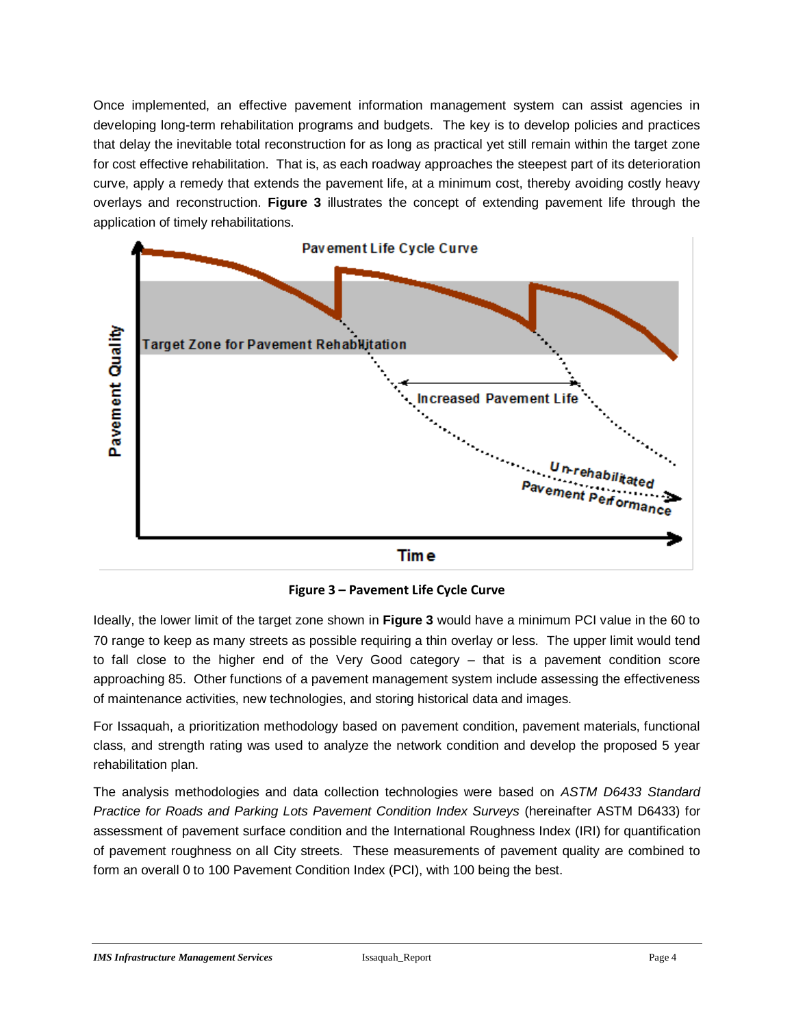Once implemented, an effective pavement information management system can assist agencies in developing long-term rehabilitation programs and budgets. The key is to develop policies and practices that delay the inevitable total reconstruction for as long as practical yet still remain within the target zone for cost effective rehabilitation. That is, as each roadway approaches the steepest part of its deterioration curve, apply a remedy that extends the pavement life, at a minimum cost, thereby avoiding costly heavy overlays and reconstruction. **Figure 3** illustrates the concept of extending pavement life through the application of timely rehabilitations.

**Figure 3 – Pavement Life Cycle Curve**

Ideally, the lower limit of the target zone shown in **Figure 3** would have a minimum PCI value in the 60 to 70 range to keep as many streets as possible requiring a thin overlay or less. The upper limit would tend to fall close to the higher end of the Very Good category – that is a pavement condition score approaching 85. Other functions of a pavement management system include assessing the effectiveness of maintenance activities, new technologies, and storing historical data and images.

For Issaquah, a prioritization methodology based on pavement condition, pavement materials, functional class, and strength rating was used to analyze the network condition and develop the proposed 5 year rehabilitation plan.

The analysis methodologies and data collection technologies were based on *ASTM D6433 Standard Practice for Roads and Parking Lots Pavement Condition Index Surveys* (hereinafter ASTM D6433) for assessment of pavement surface condition and the International Roughness Index (IRI) for quantification of pavement roughness on all City streets. These measurements of pavement quality are combined to form an overall 0 to 100 Pavement Condition Index (PCI), with 100 being the best.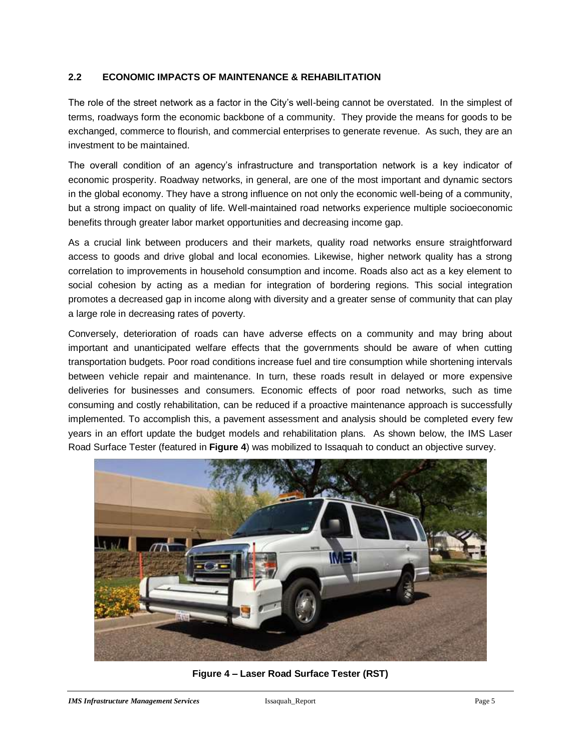## 2.2 ECONOMIC IMPACTS OF MAINTENANCE & REHABILITATION

The role of the street network as a factor in the City's well-being cannot be overstated. In the simplest of terms, roadways form the economic backbone of a community. They provide the means for goods to be exchanged, commerce to flourish, and commercial enterprises to generate revenue. As such, they are an investment to be maintained.

The overall condition of an agency's infrastructure and transportation network is a key indicator of economic prosperity. Roadway networks, in general, are one of the most important and dynamic sectors in the global economy. They have a strong influence on not only the economic well-being of a community, but a strong impact on quality of life. Well-maintained road networks experience multiple socioeconomic benefits through greater labor market opportunities and decreasing income gap.

As a crucial link between producers and their markets, quality road networks ensure straightforward access to goods and drive global and local economies. Likewise, higher network quality has a strong correlation to improvements in household consumption and income. Roads also act as a key element to social cohesion by acting as a median for integration of bordering regions. This social integration promotes a decreased gap in income along with diversity and a greater sense of community that can play a large role in decreasing rates of poverty.

Conversely, deterioration of roads can have adverse effects on a community and may bring about important and unanticipated welfare effects that the governments should be aware of when cutting transportation budgets. Poor road conditions increase fuel and tire consumption while shortening intervals between vehicle repair and maintenance. In turn, these roads result in delayed or more expensive deliveries for businesses and consumers. Economic effects of poor road networks, such as time consuming and costly rehabilitation, can be reduced if a proactive maintenance approach is successfully implemented. To accomplish this, a pavement assessment and analysis should be completed every few years in an effort update the budget models and rehabilitation plans. As shown below, the IMS Laser Road Surface Tester (featured in **Figure 4**) was mobilized to Issaquah to conduct an objective survey.

**Figure 4 – Laser Road Surface Tester (RST)**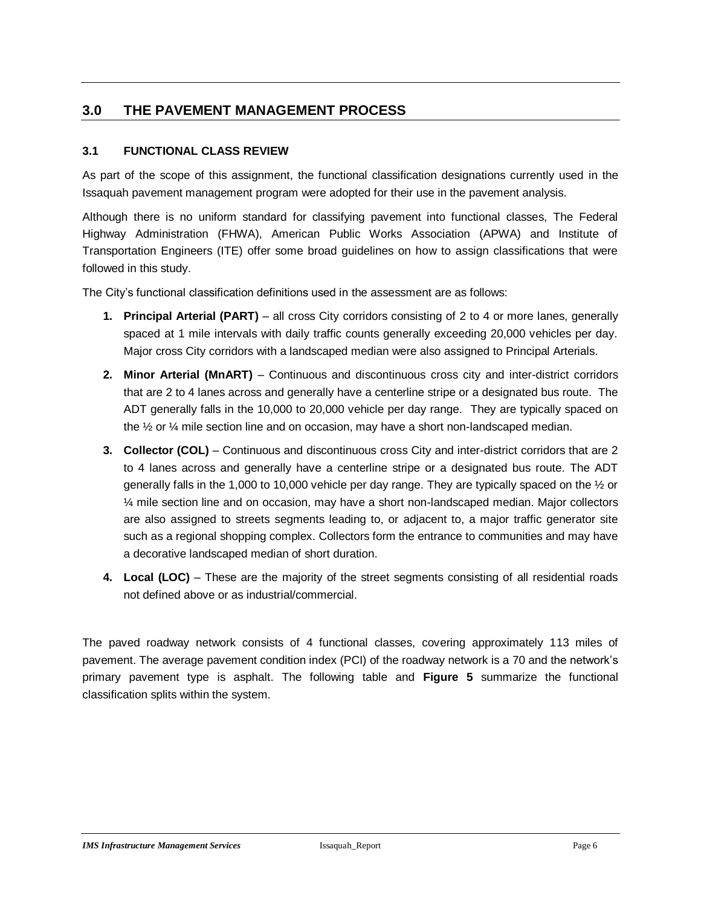## 3.0 THE PAVEMENT MANAGEMENT PROCESS

### 3.1 FUNCTIONAL CLASS REVIEW

As part of the scope of this assignment, the functional classification designations currently used in the Issaquah pavement management program were adopted for their use in the pavement analysis.

Although there is no uniform standard for classifying pavement into functional classes, The Federal Highway Administration (FHWA), American Public Works Association (APWA) and Institute of Transportation Engineers (ITE) offer some broad guidelines on how to assign classifications that were followed in this study.

The City's functional classification definitions used in the assessment are as follows:

1. **Principal Arterial (PART)** – all cross City corridors consisting of 2 to 4 or more lanes, generally spaced at 1 mile intervals with daily traffic counts generally exceeding 20,000 vehicles per day. Major cross City corridors with a landscaped median were also assigned to Principal Arterials.
2. **Minor Arterial (MnART)** – Continuous and discontinuous cross city and inter-district corridors that are 2 to 4 lanes across and generally have a centerline stripe or a designated bus route. The ADT generally falls in the 10,000 to 20,000 vehicle per day range. They are typically spaced on the ½ or ¼ mile section line and on occasion, may have a short non-landscaped median.
3. **Collector (COL)** – Continuous and discontinuous cross City and inter-district corridors that are 2 to 4 lanes across and generally have a centerline stripe or a designated bus route. The ADT generally falls in the 1,000 to 10,000 vehicle per day range. They are typically spaced on the ½ or ¼ mile section line and on occasion, may have a short non-landscaped median. Major collectors are also assigned to streets segments leading to, or adjacent to, a major traffic generator site such as a regional shopping complex. Collectors form the entrance to communities and may have a decorative landscaped median of short duration.
4. **Local (LOC)** – These are the majority of the street segments consisting of all residential roads not defined above or as industrial/commercial.

The paved roadway network consists of 4 functional classes, covering approximately 113 miles of pavement. The average pavement condition index (PCI) of the roadway network is a 70 and the network's primary pavement type is asphalt. The following table and **Figure 5** summarize the functional classification splits within the system.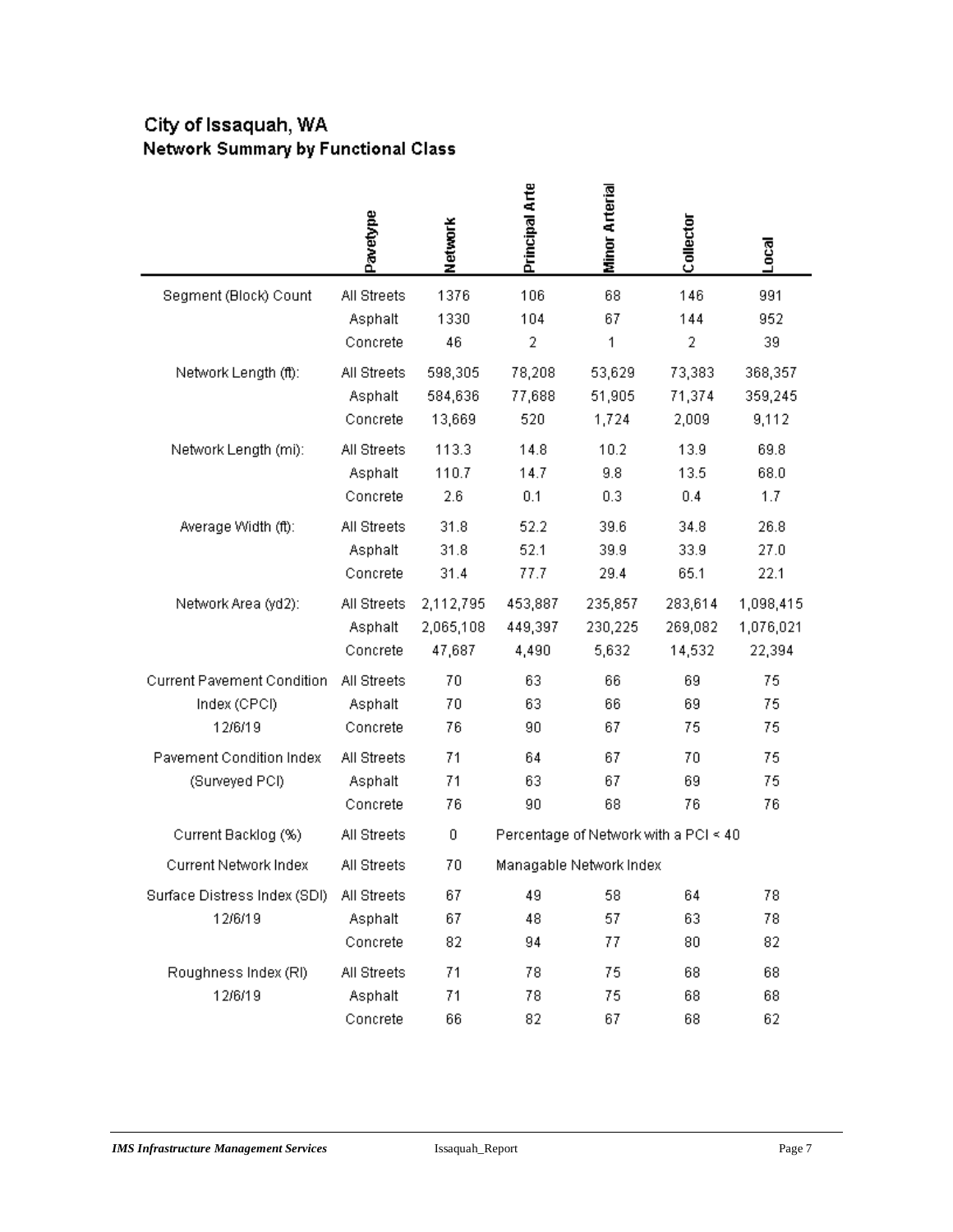# City of Issaquah, WA

## Network Summary by Functional Class

| | Pavetype | Network | Principal Arte | Minor Arterial | Collector | Local |
|---|---|---|---|---|---|---|
| Segment (Block) Count | All Streets | 1376 | 106 | 68 | 146 | 991 |
| | Asphalt | 1330 | 104 | 67 | 144 | 952 |
| | Concrete | 46 | 2 | 1 | 2 | 39 |
| Network Length (ft): | All Streets | 598,305 | 78,208 | 53,629 | 73,383 | 368,357 |
| | Asphalt | 584,636 | 77,688 | 51,905 | 71,374 | 359,245 |
| | Concrete | 13,669 | 520 | 1,724 | 2,009 | 9,112 |
| Network Length (mi): | All Streets | 113.3 | 14.8 | 10.2 | 13.9 | 69.8 |
| | Asphalt | 110.7 | 14.7 | 9.8 | 13.5 | 68.0 |
| | Concrete | 2.6 | 0.1 | 0.3 | 0.4 | 1.7 |
| Average Width (ft): | All Streets | 31.8 | 52.2 | 39.6 | 34.8 | 26.8 |
| | Asphalt | 31.8 | 52.1 | 39.9 | 33.9 | 27.0 |
| | Concrete | 31.4 | 77.7 | 29.4 | 65.1 | 22.1 |
| Network Area (yd2): | All Streets | 2,112,795 | 453,887 | 235,857 | 283,614 | 1,098,415 |
| | Asphalt | 2,065,108 | 449,397 | 230,225 | 269,082 | 1,076,021 |
| | Concrete | 47,687 | 4,490 | 5,632 | 14,532 | 22,394 |
| Current Pavement Condition | All Streets | 70 | 63 | 66 | 69 | 75 |
| Index (CPCI) | Asphalt | 70 | 63 | 66 | 69 | 75 |
| 12/6/19 | Concrete | 76 | 90 | 67 | 75 | 75 |
| Pavement Condition Index | All Streets | 71 | 64 | 67 | 70 | 75 |
| (Surveyed PCI) | Asphalt | 71 | 63 | 67 | 69 | 75 |
| | Concrete | 76 | 90 | 68 | 76 | 76 |
| Current Backlog (%) | All Streets | 0 | Percentage of Network with a PCI < 40 | | | |
| Current Network Index | All Streets | 70 | Managable Network Index | | | |
| Surface Distress Index (SDI) | All Streets | 67 | 49 | 58 | 64 | 78 |
| 12/6/19 | Asphalt | 67 | 48 | 57 | 63 | 78 |
| | Concrete | 82 | 94 | 77 | 80 | 82 |
| Roughness Index (RI) | All Streets | 71 | 78 | 75 | 68 | 68 |
| 12/6/19 | Asphalt | 71 | 78 | 75 | 68 | 68 |
| | Concrete | 66 | 82 | 67 | 68 | 62 |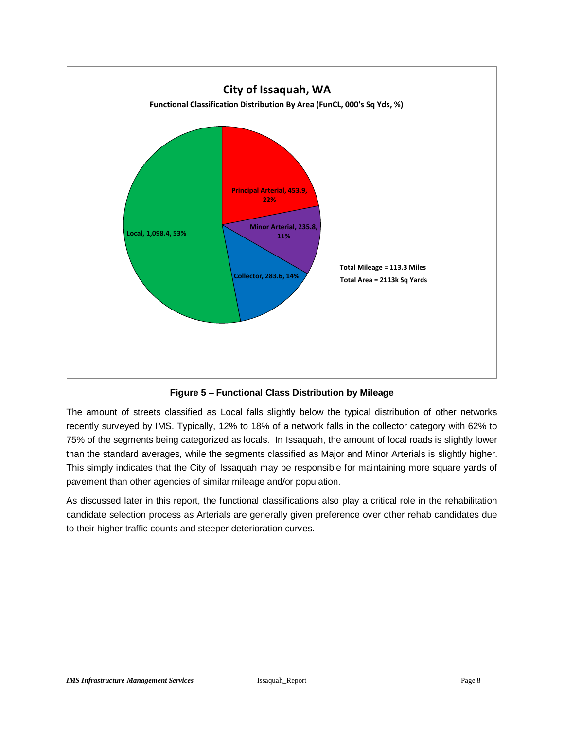**City of Issaquah, WA**

**Functional Classification Distribution By Area (FunCL, 000's Sq Yds, %)**

| Functional Class | Area (000's Sq Yds) | % |
|---|---|---|
| Principal Arterial | 453.9 | 22% |
| Minor Arterial | 235.8 | 11% |
| Collector | 283.6 | 14% |
| Local | 1,098.4 | 53% |

**Total Mileage = 113.3 Miles**

**Total Area = 2113k Sq Yards**

**Figure 5 – Functional Class Distribution by Mileage**

The amount of streets classified as Local falls slightly below the typical distribution of other networks recently surveyed by IMS. Typically, 12% to 18% of a network falls in the collector category with 62% to 75% of the segments being categorized as locals. In Issaquah, the amount of local roads is slightly lower than the standard averages, while the segments classified as Major and Minor Arterials is slightly higher. This simply indicates that the City of Issaquah may be responsible for maintaining more square yards of pavement than other agencies of similar mileage and/or population.

As discussed later in this report, the functional classifications also play a critical role in the rehabilitation candidate selection process as Arterials are generally given preference over other rehab candidates due to their higher traffic counts and steeper deterioration curves.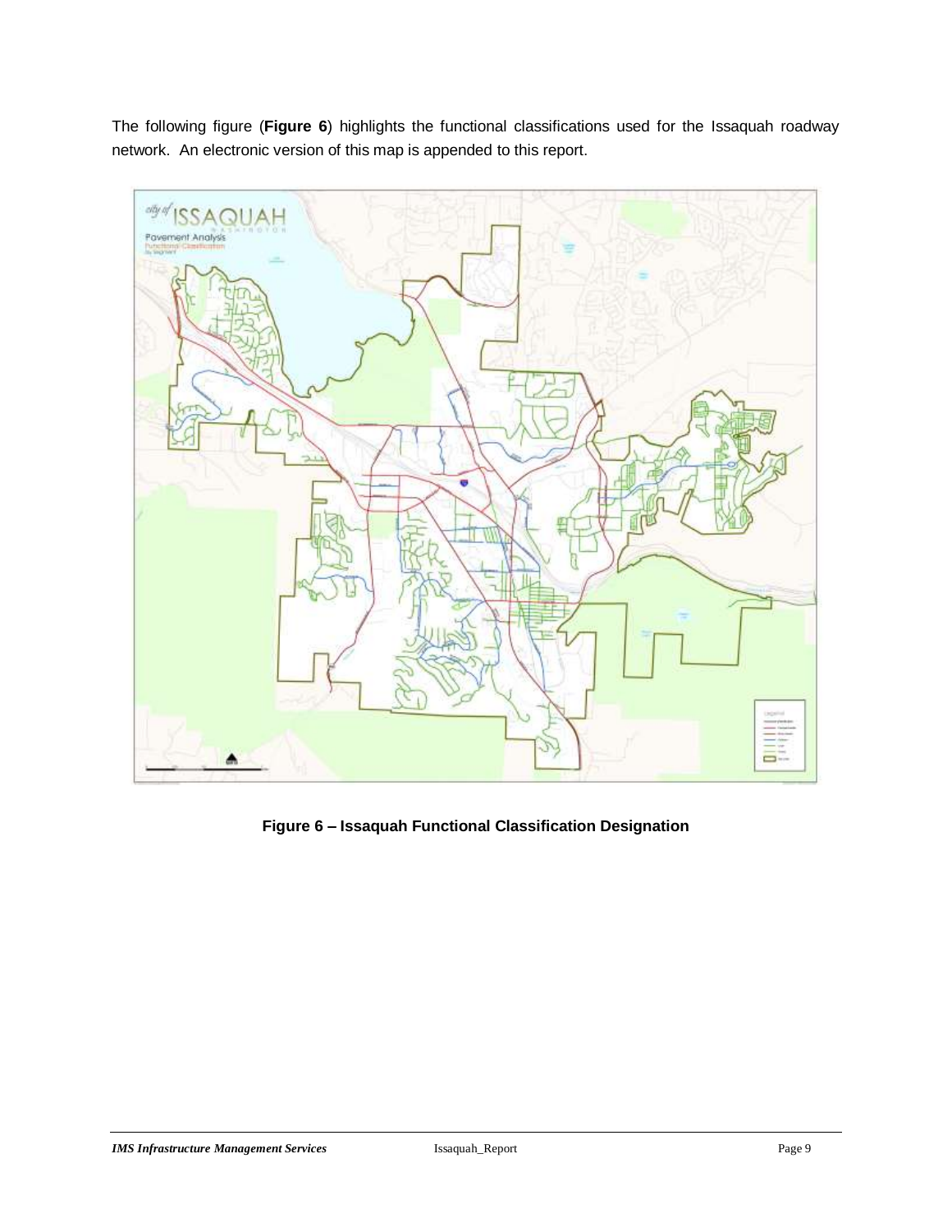The following figure (**Figure 6**) highlights the functional classifications used for the Issaquah roadway network. An electronic version of this map is appended to this report.

**Figure 6 – Issaquah Functional Classification Designation**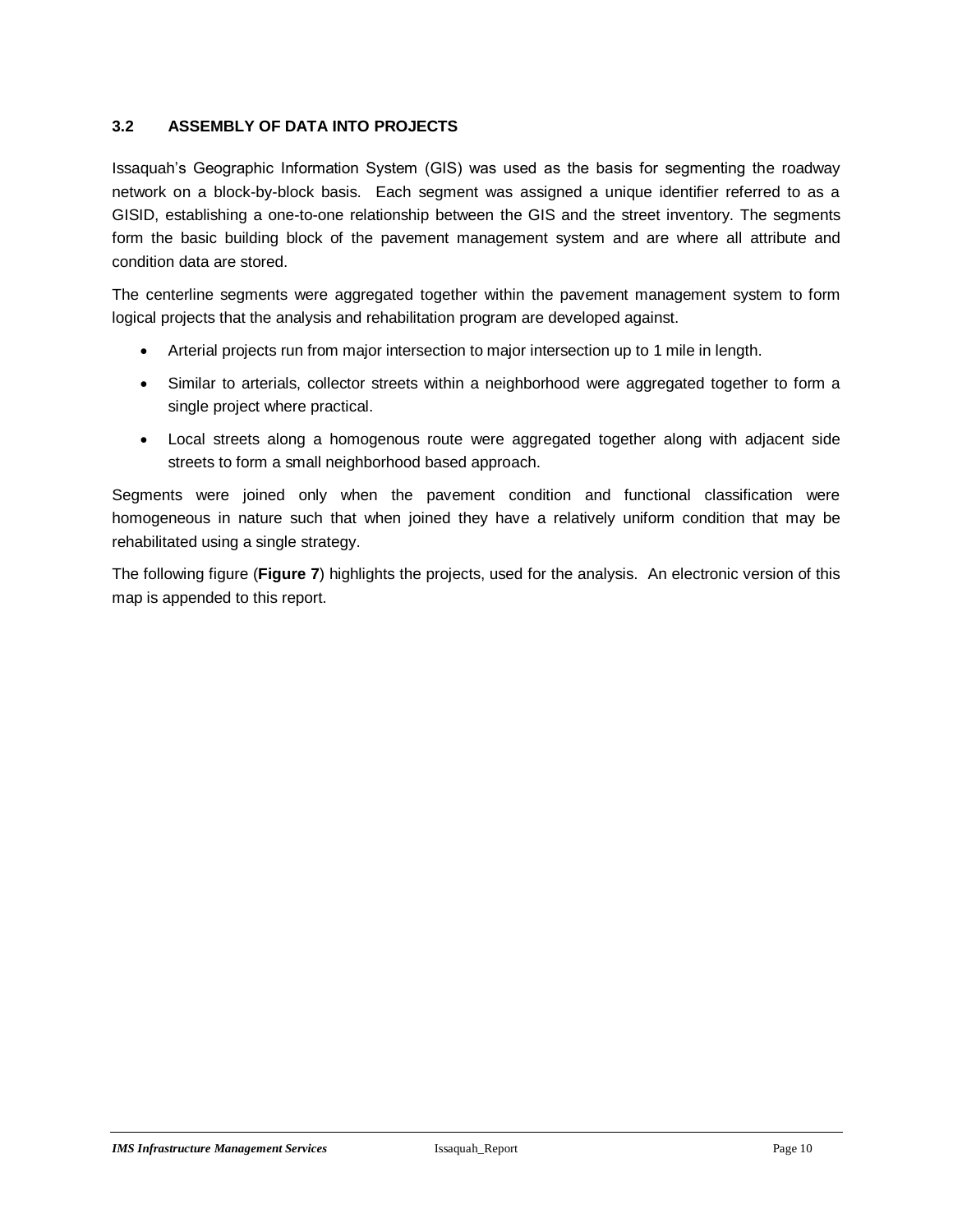### 3.2 ASSEMBLY OF DATA INTO PROJECTS

Issaquah's Geographic Information System (GIS) was used as the basis for segmenting the roadway network on a block-by-block basis. Each segment was assigned a unique identifier referred to as a GISID, establishing a one-to-one relationship between the GIS and the street inventory. The segments form the basic building block of the pavement management system and are where all attribute and condition data are stored.

The centerline segments were aggregated together within the pavement management system to form logical projects that the analysis and rehabilitation program are developed against.

- Arterial projects run from major intersection to major intersection up to 1 mile in length.
- Similar to arterials, collector streets within a neighborhood were aggregated together to form a single project where practical.
- Local streets along a homogenous route were aggregated together along with adjacent side streets to form a small neighborhood based approach.

Segments were joined only when the pavement condition and functional classification were homogeneous in nature such that when joined they have a relatively uniform condition that may be rehabilitated using a single strategy.

The following figure (**Figure 7**) highlights the projects, used for the analysis. An electronic version of this map is appended to this report.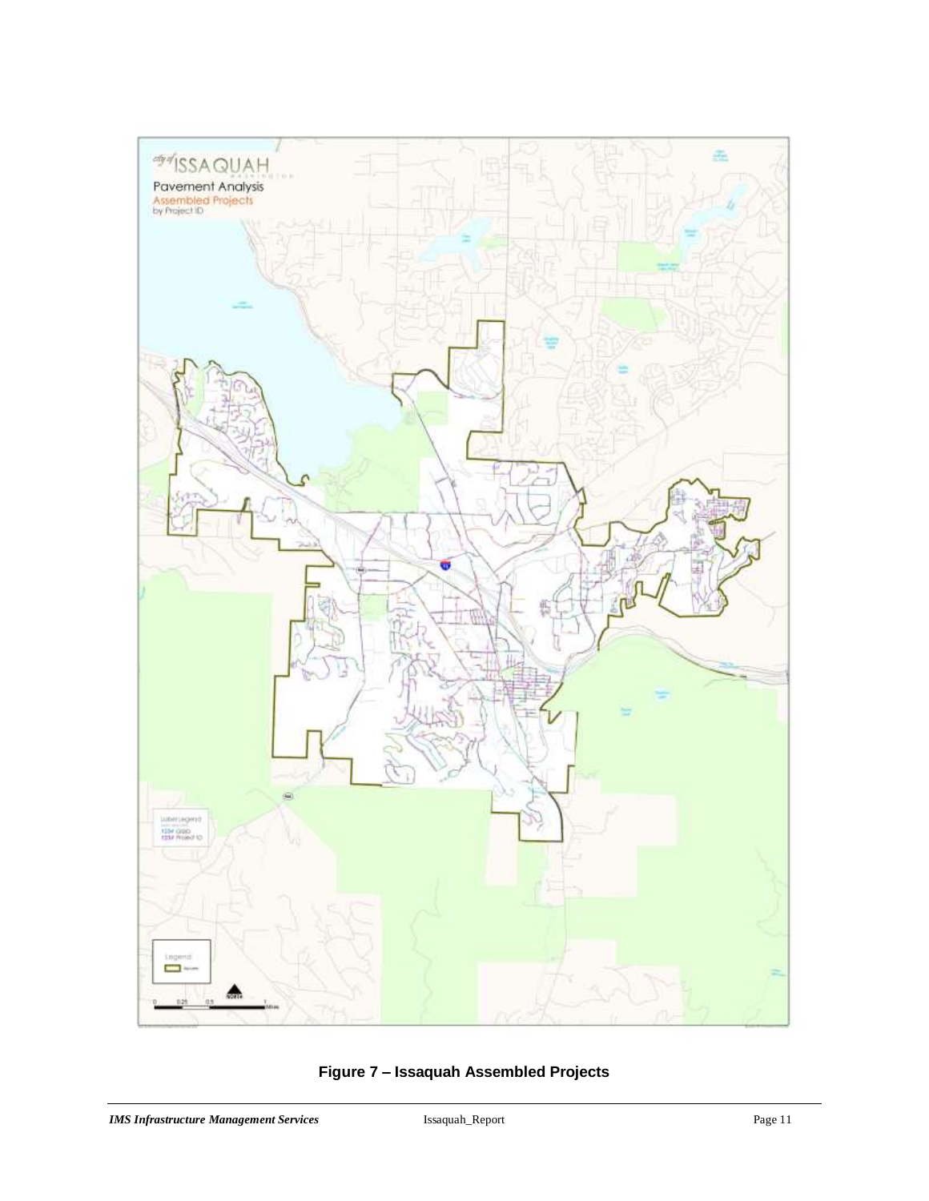**Figure 7 – Issaquah Assembled Projects**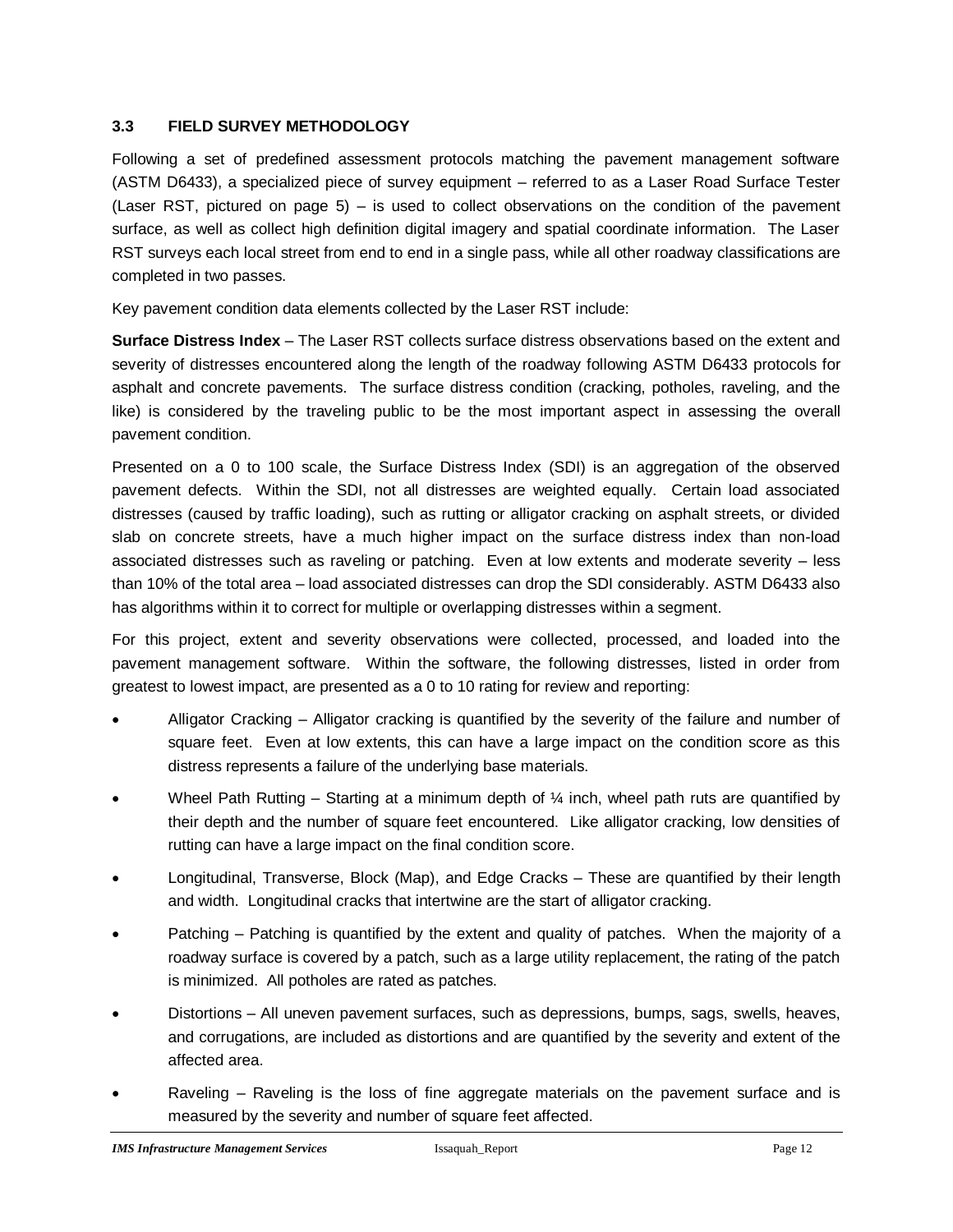### 3.3 FIELD SURVEY METHODOLOGY

Following a set of predefined assessment protocols matching the pavement management software (ASTM D6433), a specialized piece of survey equipment – referred to as a Laser Road Surface Tester (Laser RST, pictured on page 5) – is used to collect observations on the condition of the pavement surface, as well as collect high definition digital imagery and spatial coordinate information. The Laser RST surveys each local street from end to end in a single pass, while all other roadway classifications are completed in two passes.

Key pavement condition data elements collected by the Laser RST include:

**Surface Distress Index** – The Laser RST collects surface distress observations based on the extent and severity of distresses encountered along the length of the roadway following ASTM D6433 protocols for asphalt and concrete pavements. The surface distress condition (cracking, potholes, raveling, and the like) is considered by the traveling public to be the most important aspect in assessing the overall pavement condition.

Presented on a 0 to 100 scale, the Surface Distress Index (SDI) is an aggregation of the observed pavement defects. Within the SDI, not all distresses are weighted equally. Certain load associated distresses (caused by traffic loading), such as rutting or alligator cracking on asphalt streets, or divided slab on concrete streets, have a much higher impact on the surface distress index than non-load associated distresses such as raveling or patching. Even at low extents and moderate severity – less than 10% of the total area – load associated distresses can drop the SDI considerably. ASTM D6433 also has algorithms within it to correct for multiple or overlapping distresses within a segment.

For this project, extent and severity observations were collected, processed, and loaded into the pavement management software. Within the software, the following distresses, listed in order from greatest to lowest impact, are presented as a 0 to 10 rating for review and reporting:

- Alligator Cracking – Alligator cracking is quantified by the severity of the failure and number of square feet. Even at low extents, this can have a large impact on the condition score as this distress represents a failure of the underlying base materials.
- Wheel Path Rutting – Starting at a minimum depth of ¼ inch, wheel path ruts are quantified by their depth and the number of square feet encountered. Like alligator cracking, low densities of rutting can have a large impact on the final condition score.
- Longitudinal, Transverse, Block (Map), and Edge Cracks – These are quantified by their length and width. Longitudinal cracks that intertwine are the start of alligator cracking.
- Patching – Patching is quantified by the extent and quality of patches. When the majority of a roadway surface is covered by a patch, such as a large utility replacement, the rating of the patch is minimized. All potholes are rated as patches.
- Distortions – All uneven pavement surfaces, such as depressions, bumps, sags, swells, heaves, and corrugations, are included as distortions and are quantified by the severity and extent of the affected area.
- Raveling – Raveling is the loss of fine aggregate materials on the pavement surface and is measured by the severity and number of square feet affected.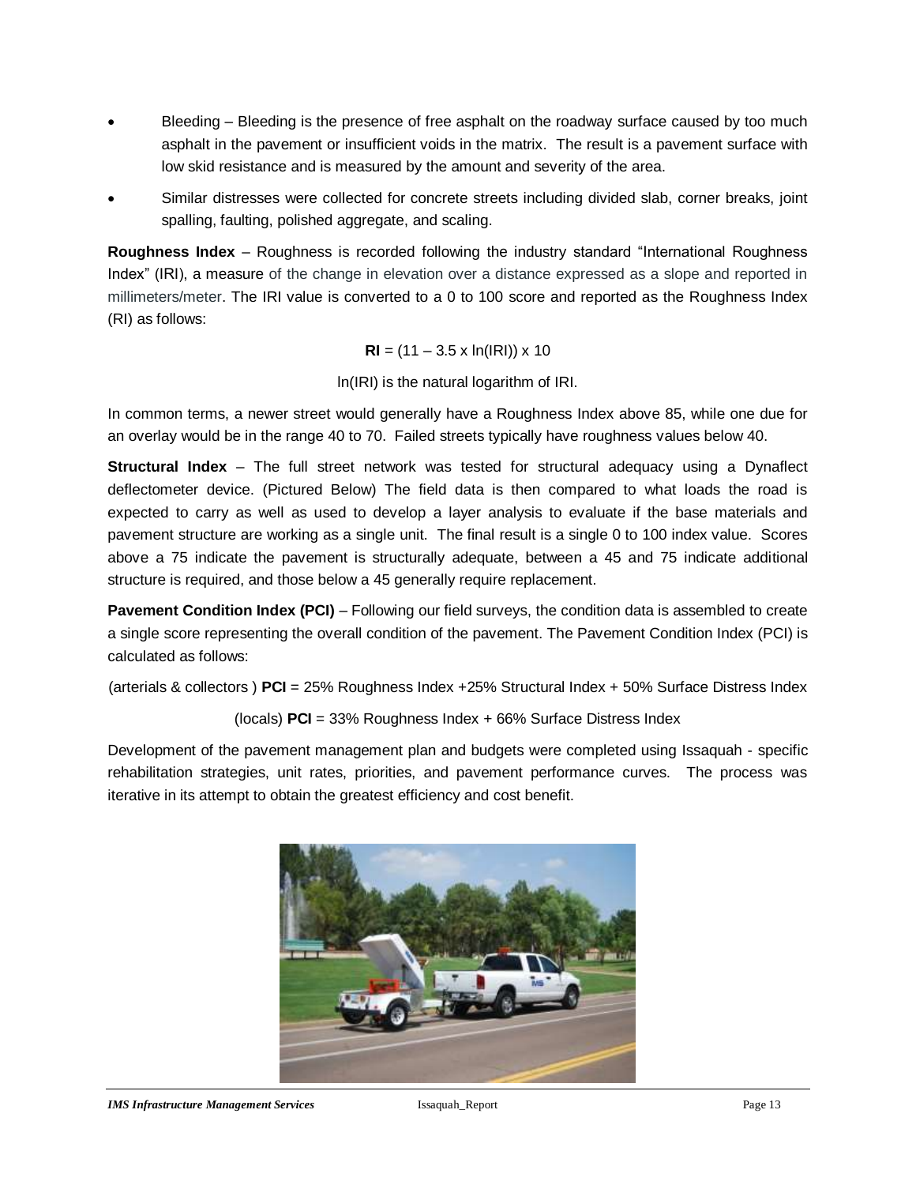- Bleeding – Bleeding is the presence of free asphalt on the roadway surface caused by too much asphalt in the pavement or insufficient voids in the matrix. The result is a pavement surface with low skid resistance and is measured by the amount and severity of the area.
- Similar distresses were collected for concrete streets including divided slab, corner breaks, joint spalling, faulting, polished aggregate, and scaling.

**Roughness Index** – Roughness is recorded following the industry standard "International Roughness Index" (IRI), a measure of the change in elevation over a distance expressed as a slope and reported in millimeters/meter. The IRI value is converted to a 0 to 100 score and reported as the Roughness Index (RI) as follows:

$$\mathbf{RI} = (11 - 3.5 \times \ln(IRI)) \times 10$$

ln(IRI) is the natural logarithm of IRI.

In common terms, a newer street would generally have a Roughness Index above 85, while one due for an overlay would be in the range 40 to 70. Failed streets typically have roughness values below 40.

**Structural Index** – The full street network was tested for structural adequacy using a Dynaflect deflectometer device. (Pictured Below) The field data is then compared to what loads the road is expected to carry as well as used to develop a layer analysis to evaluate if the base materials and pavement structure are working as a single unit. The final result is a single 0 to 100 index value. Scores above a 75 indicate the pavement is structurally adequate, between a 45 and 75 indicate additional structure is required, and those below a 45 generally require replacement.

**Pavement Condition Index (PCI)** – Following our field surveys, the condition data is assembled to create a single score representing the overall condition of the pavement. The Pavement Condition Index (PCI) is calculated as follows:

(arterials & collectors ) **PCI** = 25% Roughness Index +25% Structural Index + 50% Surface Distress Index

(locals) **PCI** = 33% Roughness Index + 66% Surface Distress Index

Development of the pavement management plan and budgets were completed using Issaquah - specific rehabilitation strategies, unit rates, priorities, and pavement performance curves. The process was iterative in its attempt to obtain the greatest efficiency and cost benefit.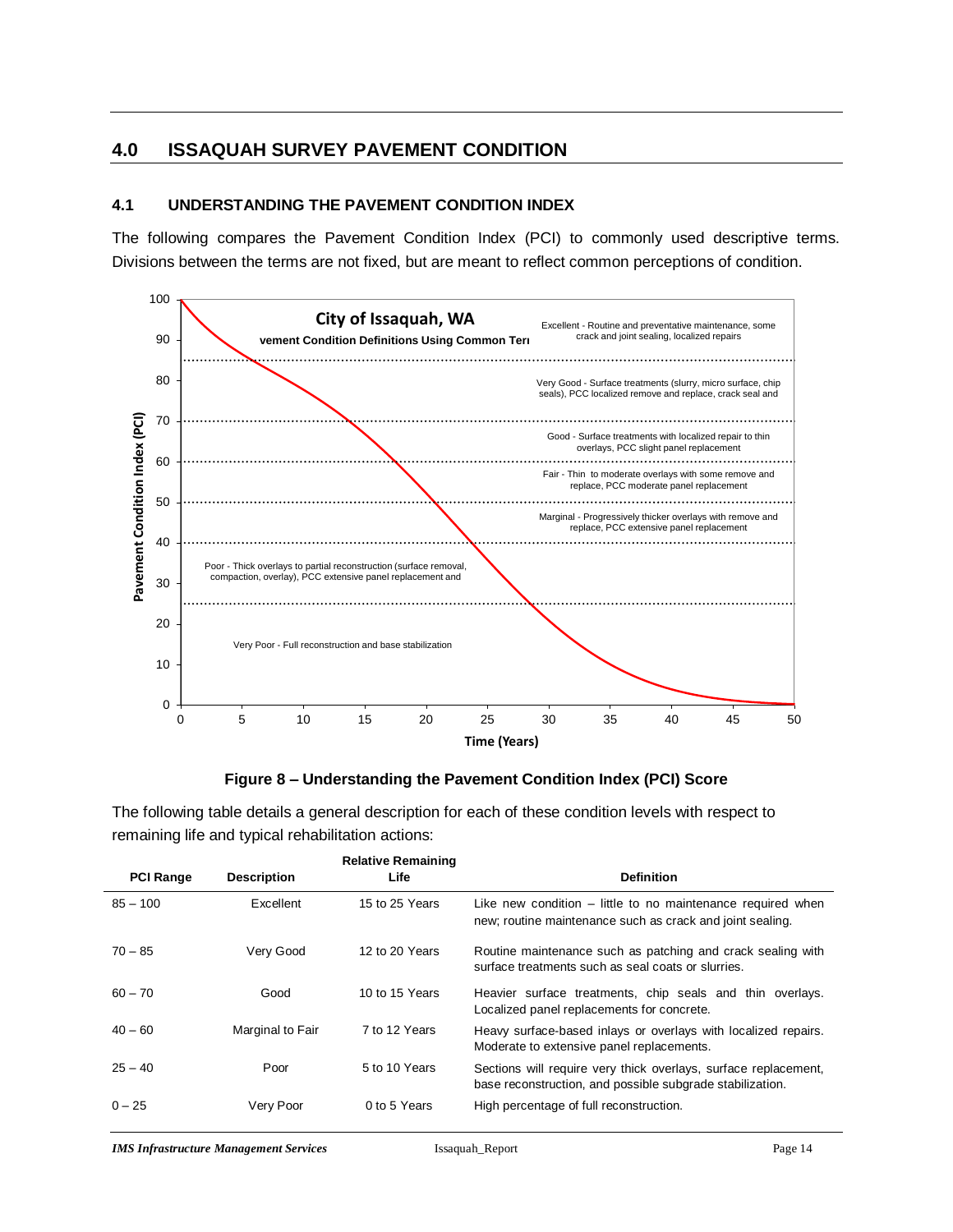# 4.0 ISSAQUAH SURVEY PAVEMENT CONDITION

## 4.1 UNDERSTANDING THE PAVEMENT CONDITION INDEX

The following compares the Pavement Condition Index (PCI) to commonly used descriptive terms. Divisions between the terms are not fixed, but are meant to reflect common perceptions of condition.

City of Issaquah, WA

vement Condition Definitions Using Common Terı

Excellent - Routine and preventative maintenance, some crack and joint sealing, localized repairs

Very Good - Surface treatments (slurry, micro surface, chip seals), PCC localized remove and replace, crack seal and

Good - Surface treatments with localized repair to thin overlays, PCC slight panel replacement

Fair - Thin to moderate overlays with some remove and replace, PCC moderate panel replacement

Marginal - Progressively thicker overlays with remove and replace, PCC extensive panel replacement

Poor - Thick overlays to partial reconstruction (surface removal, compaction, overlay), PCC extensive panel replacement and

Very Poor - Full reconstruction and base stabilization

Pavement Condition Index (PCI)

0 10 20 30 40 50 60 70 80 90 100

Time (Years)

0 5 10 15 20 25 30 35 40 45 50

**Figure 8 – Understanding the Pavement Condition Index (PCI) Score**

The following table details a general description for each of these condition levels with respect to remaining life and typical rehabilitation actions:

| PCI Range | Description | Relative Remaining Life | Definition |
|---|---|---|---|
| 85 – 100 | Excellent | 15 to 25 Years | Like new condition – little to no maintenance required when new; routine maintenance such as crack and joint sealing. |
| 70 – 85 | Very Good | 12 to 20 Years | Routine maintenance such as patching and crack sealing with surface treatments such as seal coats or slurries. |
| 60 – 70 | Good | 10 to 15 Years | Heavier surface treatments, chip seals and thin overlays. Localized panel replacements for concrete. |
| 40 – 60 | Marginal to Fair | 7 to 12 Years | Heavy surface-based inlays or overlays with localized repairs. Moderate to extensive panel replacements. |
| 25 – 40 | Poor | 5 to 10 Years | Sections will require very thick overlays, surface replacement, base reconstruction, and possible subgrade stabilization. |
| 0 – 25 | Very Poor | 0 to 5 Years | High percentage of full reconstruction. |